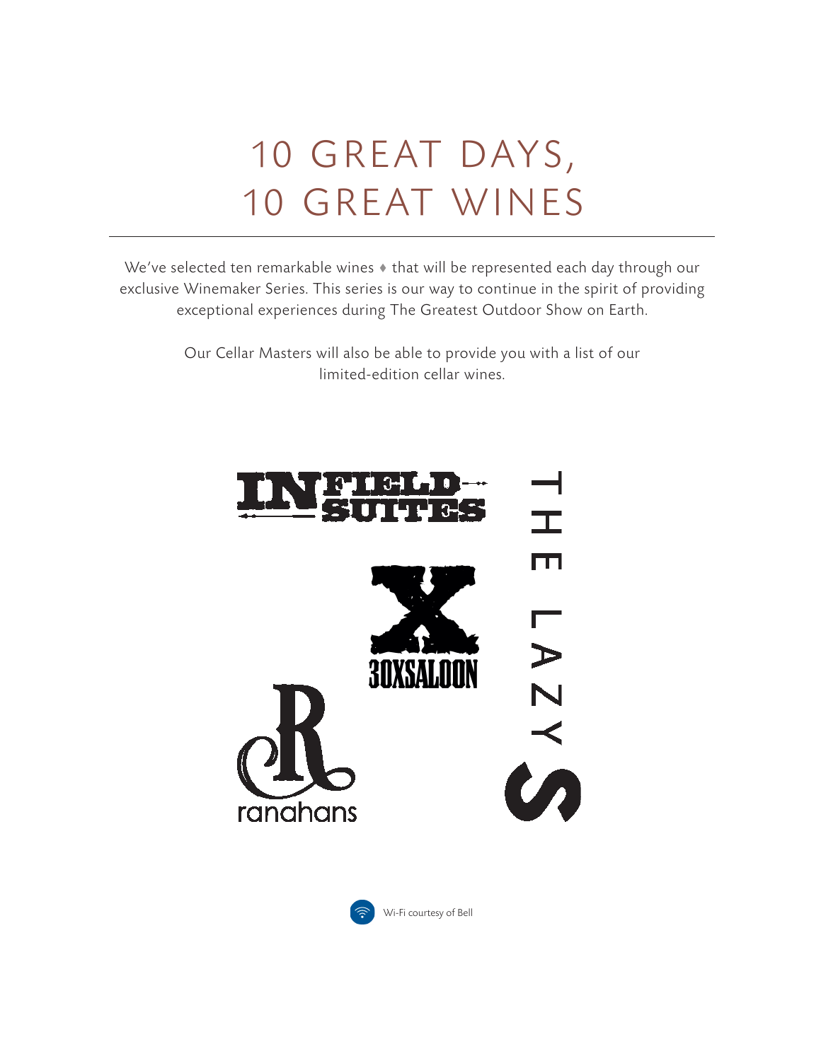# 10 GREAT DAYS, 10 GREAT WINES

We've selected ten remarkable wines ♦ that will be represented each day through our exclusive Winemaker Series. This series is our way to continue in the spirit of providing exceptional experiences during The Greatest Outdoor Show on Earth.

Our Cellar Masters will also be able to provide you with a list of our limited-edition cellar wines.

INFIELD SUITES

30XSALOON

ranahans

THE LAZY S

Wi-Fi courtesy of Bell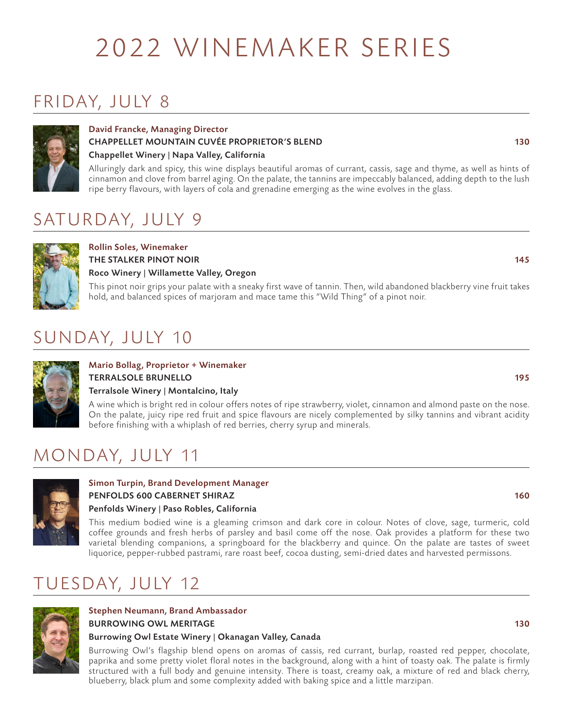# 2022 WINEMAKER SERIES

## FRIDAY, JULY 8

**David Francke, Managing Director**

**CHAPPELLET MOUNTAIN CUVÉE PROPRIETOR'S BLEND** **130**

**Chappellet Winery | Napa Valley, California**

Alluringly dark and spicy, this wine displays beautiful aromas of currant, cassis, sage and thyme, as well as hints of cinnamon and clove from barrel aging. On the palate, the tannins are impeccably balanced, adding depth to the lush ripe berry flavours, with layers of cola and grenadine emerging as the wine evolves in the glass.

## SATURDAY, JULY 9

**Rollin Soles, Winemaker**

**THE STALKER PINOT NOIR** **145**

**Roco Winery | Willamette Valley, Oregon**

This pinot noir grips your palate with a sneaky first wave of tannin. Then, wild abandoned blackberry vine fruit takes hold, and balanced spices of marjoram and mace tame this "Wild Thing" of a pinot noir.

## SUNDAY, JULY 10

**Mario Bollag, Proprietor + Winemaker**

**TERRALSOLE BRUNELLO** **195**

**Terralsole Winery | Montalcino, Italy**

A wine which is bright red in colour offers notes of ripe strawberry, violet, cinnamon and almond paste on the nose. On the palate, juicy ripe red fruit and spice flavours are nicely complemented by silky tannins and vibrant acidity before finishing with a whiplash of red berries, cherry syrup and minerals.

## MONDAY, JULY 11

**Simon Turpin, Brand Development Manager**

**PENFOLDS 600 CABERNET SHIRAZ** **160**

**Penfolds Winery | Paso Robles, California**

This medium bodied wine is a gleaming crimson and dark core in colour. Notes of clove, sage, turmeric, cold coffee grounds and fresh herbs of parsley and basil come off the nose. Oak provides a platform for these two varietal blending companions, a springboard for the blackberry and quince. On the palate are tastes of sweet liquorice, pepper-rubbed pastrami, rare roast beef, cocoa dusting, semi-dried dates and harvested permissons.

## TUESDAY, JULY 12

**Stephen Neumann, Brand Ambassador**

**BURROWING OWL MERITAGE** **130**

**Burrowing Owl Estate Winery | Okanagan Valley, Canada**

Burrowing Owl's flagship blend opens on aromas of cassis, red currant, burlap, roasted red pepper, chocolate, paprika and some pretty violet floral notes in the background, along with a hint of toasty oak. The palate is firmly structured with a full body and genuine intensity. There is toast, creamy oak, a mixture of red and black cherry, blueberry, black plum and some complexity added with baking spice and a little marzipan.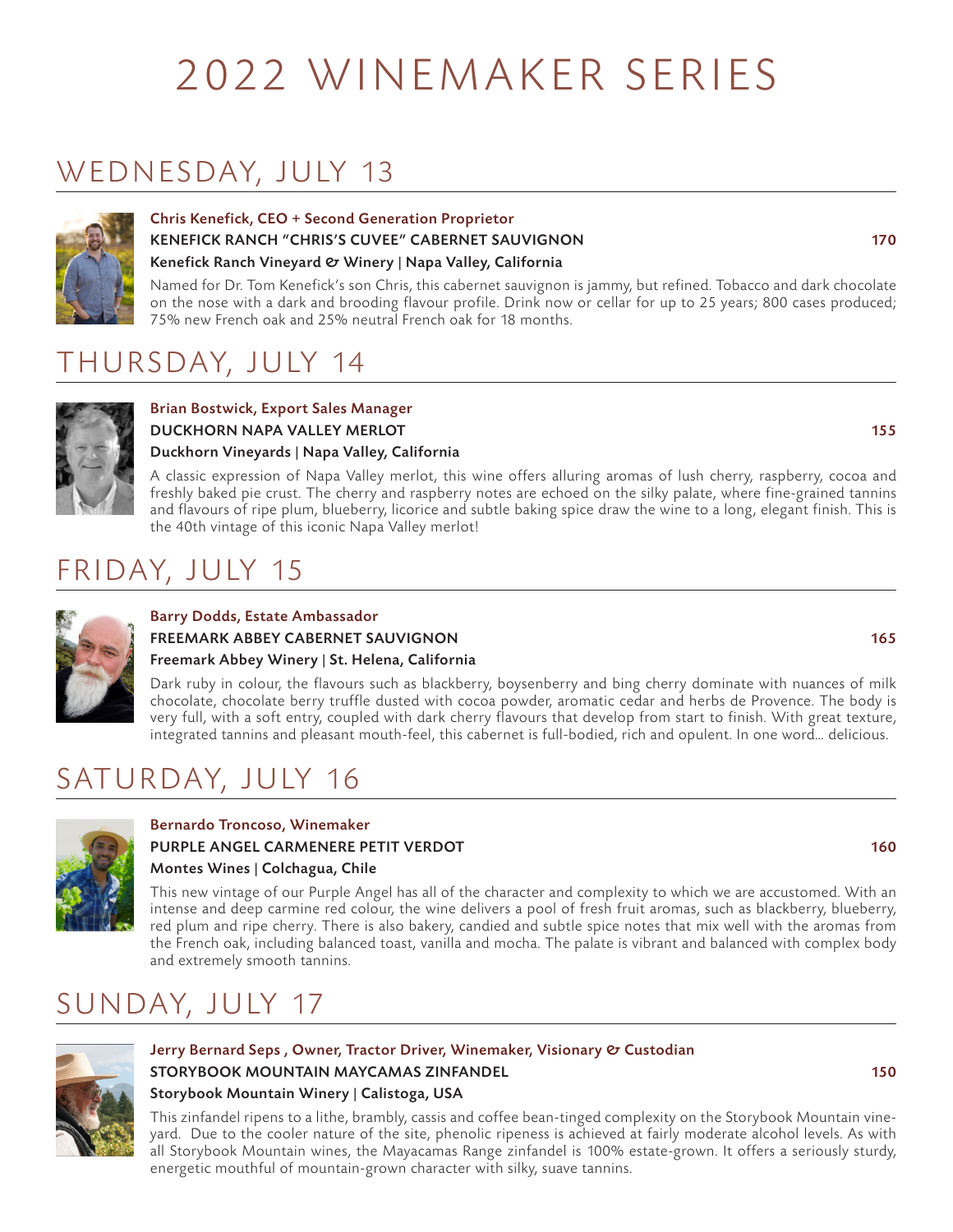# 2022 WINEMAKER SERIES

## WEDNESDAY, JULY 13

**Chris Kenefick, CEO + Second Generation Proprietor**
**KENEFICK RANCH "CHRIS'S CUVEE" CABERNET SAUVIGNON** **170**
**Kenefick Ranch Vineyard & Winery | Napa Valley, California**

Named for Dr. Tom Kenefick's son Chris, this cabernet sauvignon is jammy, but refined. Tobacco and dark chocolate on the nose with a dark and brooding flavour profile. Drink now or cellar for up to 25 years; 800 cases produced; 75% new French oak and 25% neutral French oak for 18 months.

## THURSDAY, JULY 14

**Brian Bostwick, Export Sales Manager**
**DUCKHORN NAPA VALLEY MERLOT** **155**
**Duckhorn Vineyards | Napa Valley, California**

A classic expression of Napa Valley merlot, this wine offers alluring aromas of lush cherry, raspberry, cocoa and freshly baked pie crust. The cherry and raspberry notes are echoed on the silky palate, where fine-grained tannins and flavours of ripe plum, blueberry, licorice and subtle baking spice draw the wine to a long, elegant finish. This is the 40th vintage of this iconic Napa Valley merlot!

## FRIDAY, JULY 15

**Barry Dodds, Estate Ambassador**
**FREEMARK ABBEY CABERNET SAUVIGNON** **165**
**Freemark Abbey Winery | St. Helena, California**

Dark ruby in colour, the flavours such as blackberry, boysenberry and bing cherry dominate with nuances of milk chocolate, chocolate berry truffle dusted with cocoa powder, aromatic cedar and herbs de Provence. The body is very full, with a soft entry, coupled with dark cherry flavours that develop from start to finish. With great texture, integrated tannins and pleasant mouth-feel, this cabernet is full-bodied, rich and opulent. In one word... delicious.

## SATURDAY, JULY 16

**Bernardo Troncoso, Winemaker**
**PURPLE ANGEL CARMENERE PETIT VERDOT** **160**
**Montes Wines | Colchagua, Chile**

This new vintage of our Purple Angel has all of the character and complexity to which we are accustomed. With an intense and deep carmine red colour, the wine delivers a pool of fresh fruit aromas, such as blackberry, blueberry, red plum and ripe cherry. There is also bakery, candied and subtle spice notes that mix well with the aromas from the French oak, including balanced toast, vanilla and mocha. The palate is vibrant and balanced with complex body and extremely smooth tannins.

## SUNDAY, JULY 17

**Jerry Bernard Seps , Owner, Tractor Driver, Winemaker, Visionary & Custodian**
**STORYBOOK MOUNTAIN MAYCAMAS ZINFANDEL** **150**
**Storybook Mountain Winery | Calistoga, USA**

This zinfandel ripens to a lithe, brambly, cassis and coffee bean-tinged complexity on the Storybook Mountain vineyard. Due to the cooler nature of the site, phenolic ripeness is achieved at fairly moderate alcohol levels. As with all Storybook Mountain wines, the Mayacamas Range zinfandel is 100% estate-grown. It offers a seriously sturdy, energetic mouthful of mountain-grown character with silky, suave tannins.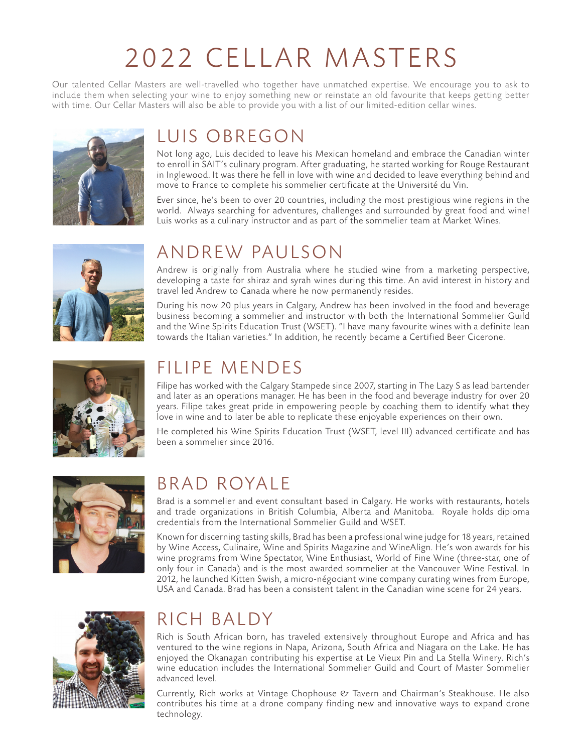# 2022 CELLAR MASTERS

Our talented Cellar Masters are well-travelled who together have unmatched expertise. We encourage you to ask to include them when selecting your wine to enjoy something new or reinstate an old favourite that keeps getting better with time. Our Cellar Masters will also be able to provide you with a list of our limited-edition cellar wines.

## LUIS OBREGON

Not long ago, Luis decided to leave his Mexican homeland and embrace the Canadian winter to enroll in SAIT's culinary program. After graduating, he started working for Rouge Restaurant in Inglewood. It was there he fell in love with wine and decided to leave everything behind and move to France to complete his sommelier certificate at the Université du Vin.

Ever since, he's been to over 20 countries, including the most prestigious wine regions in the world. Always searching for adventures, challenges and surrounded by great food and wine! Luis works as a culinary instructor and as part of the sommelier team at Market Wines.

## ANDREW PAULSON

Andrew is originally from Australia where he studied wine from a marketing perspective, developing a taste for shiraz and syrah wines during this time. An avid interest in history and travel led Andrew to Canada where he now permanently resides.

During his now 20 plus years in Calgary, Andrew has been involved in the food and beverage business becoming a sommelier and instructor with both the International Sommelier Guild and the Wine Spirits Education Trust (WSET). "I have many favourite wines with a definite lean towards the Italian varieties." In addition, he recently became a Certified Beer Cicerone.

## FILIPE MENDES

Filipe has worked with the Calgary Stampede since 2007, starting in The Lazy S as lead bartender and later as an operations manager. He has been in the food and beverage industry for over 20 years. Filipe takes great pride in empowering people by coaching them to identify what they love in wine and to later be able to replicate these enjoyable experiences on their own.

He completed his Wine Spirits Education Trust (WSET, level III) advanced certificate and has been a sommelier since 2016.

## BRAD ROYALE

Brad is a sommelier and event consultant based in Calgary. He works with restaurants, hotels and trade organizations in British Columbia, Alberta and Manitoba. Royale holds diploma credentials from the International Sommelier Guild and WSET.

Known for discerning tasting skills, Brad has been a professional wine judge for 18 years, retained by Wine Access, Culinaire, Wine and Spirits Magazine and WineAlign. He's won awards for his wine programs from Wine Spectator, Wine Enthusiast, World of Fine Wine (three-star, one of only four in Canada) and is the most awarded sommelier at the Vancouver Wine Festival. In 2012, he launched Kitten Swish, a micro-négociant wine company curating wines from Europe, USA and Canada. Brad has been a consistent talent in the Canadian wine scene for 24 years.

## RICH BALDY

Rich is South African born, has traveled extensively throughout Europe and Africa and has ventured to the wine regions in Napa, Arizona, South Africa and Niagara on the Lake. He has enjoyed the Okanagan contributing his expertise at Le Vieux Pin and La Stella Winery. Rich's wine education includes the International Sommelier Guild and Court of Master Sommelier advanced level.

Currently, Rich works at Vintage Chophouse & Tavern and Chairman's Steakhouse. He also contributes his time at a drone company finding new and innovative ways to expand drone technology.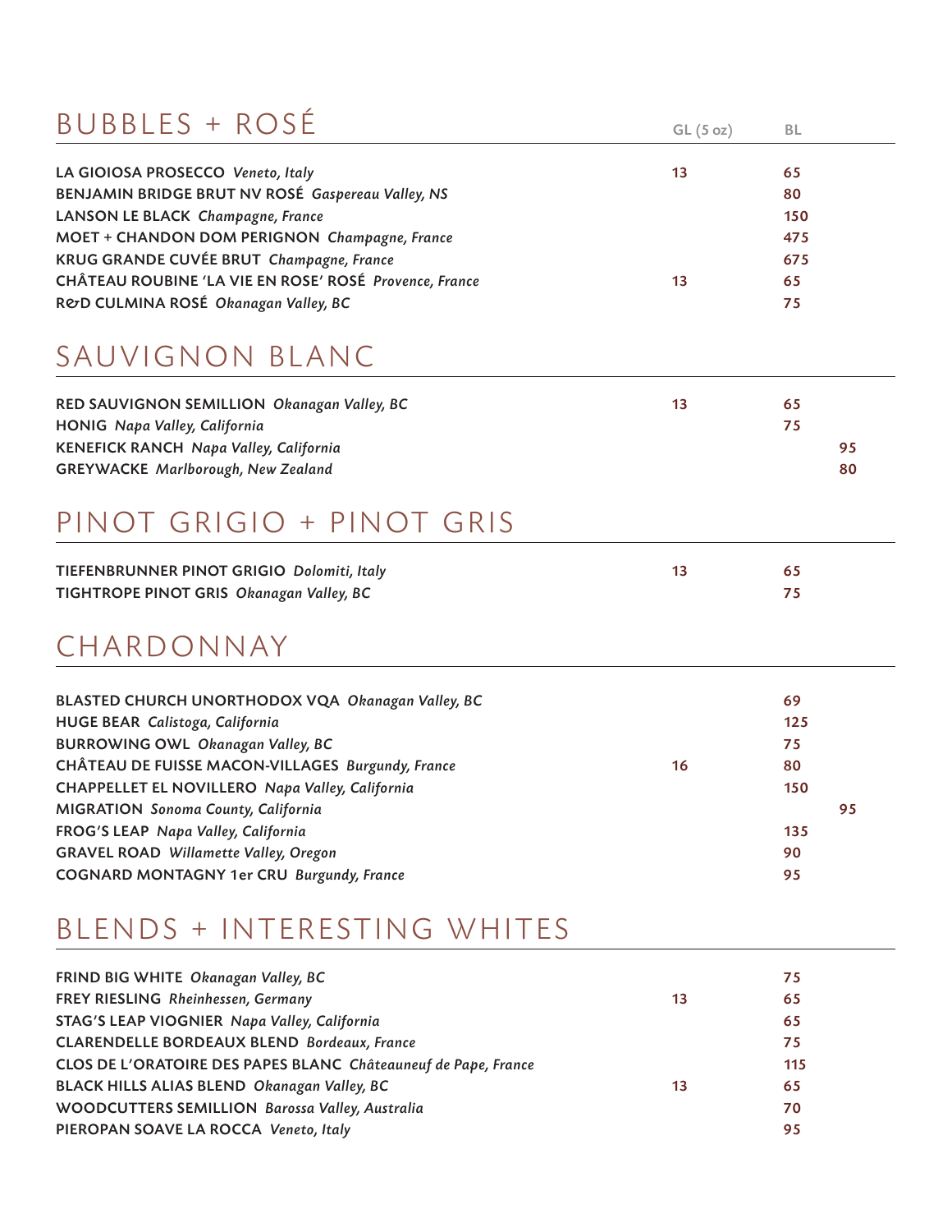## BUBBLES + ROSÉ

| | GL (5 oz) | BL | |
|---|---|---|---|
| **LA GIOIOSA PROSECCO** *Veneto, Italy* | 13 | 65 | |
| **BENJAMIN BRIDGE BRUT NV ROSÉ** *Gaspereau Valley, NS* | | 80 | |
| **LANSON LE BLACK** *Champagne, France* | | 150 | |
| **MOET + CHANDON DOM PERIGNON** *Champagne, France* | | 475 | |
| **KRUG GRANDE CUVÉE BRUT** *Champagne, France* | | 675 | |
| **CHÂTEAU ROUBINE 'LA VIE EN ROSE' ROSÉ** *Provence, France* | 13 | 65 | |
| **R&D CULMINA ROSÉ** *Okanagan Valley, BC* | | 75 | |

## SAUVIGNON BLANC

| | | | |
|---|---|---|---|
| **RED SAUVIGNON SEMILLION** *Okanagan Valley, BC* | 13 | 65 | |
| **HONIG** *Napa Valley, California* | | 75 | |
| **KENEFICK RANCH** *Napa Valley, California* | | | 95 |
| **GREYWACKE** *Marlborough, New Zealand* | | | 80 |

## PINOT GRIGIO + PINOT GRIS

| | | | |
|---|---|---|---|
| **TIEFENBRUNNER PINOT GRIGIO** *Dolomiti, Italy* | 13 | 65 | |
| **TIGHTROPE PINOT GRIS** *Okanagan Valley, BC* | | 75 | |

## CHARDONNAY

| | | | |
|---|---|---|---|
| **BLASTED CHURCH UNORTHODOX VQA** *Okanagan Valley, BC* | | 69 | |
| **HUGE BEAR** *Calistoga, California* | | 125 | |
| **BURROWING OWL** *Okanagan Valley, BC* | | 75 | |
| **CHÂTEAU DE FUISSE MACON-VILLAGES** *Burgundy, France* | 16 | 80 | |
| **CHAPPELLET EL NOVILLERO** *Napa Valley, California* | | 150 | |
| **MIGRATION** *Sonoma County, California* | | | 95 |
| **FROG'S LEAP** *Napa Valley, California* | | 135 | |
| **GRAVEL ROAD** *Willamette Valley, Oregon* | | 90 | |
| **COGNARD MONTAGNY 1er CRU** *Burgundy, France* | | 95 | |

## BLENDS + INTERESTING WHITES

| | | | |
|---|---|---|---|
| **FRIND BIG WHITE** *Okanagan Valley, BC* | | 75 | |
| **FREY RIESLING** *Rheinhessen, Germany* | 13 | 65 | |
| **STAG'S LEAP VIOGNIER** *Napa Valley, California* | | 65 | |
| **CLARENDELLE BORDEAUX BLEND** *Bordeaux, France* | | 75 | |
| **CLOS DE L'ORATOIRE DES PAPES BLANC** *Châteauneuf de Pape, France* | | 115 | |
| **BLACK HILLS ALIAS BLEND** *Okanagan Valley, BC* | 13 | 65 | |
| **WOODCUTTERS SEMILLION** *Barossa Valley, Australia* | | 70 | |
| **PIEROPAN SOAVE LA ROCCA** *Veneto, Italy* | | 95 | |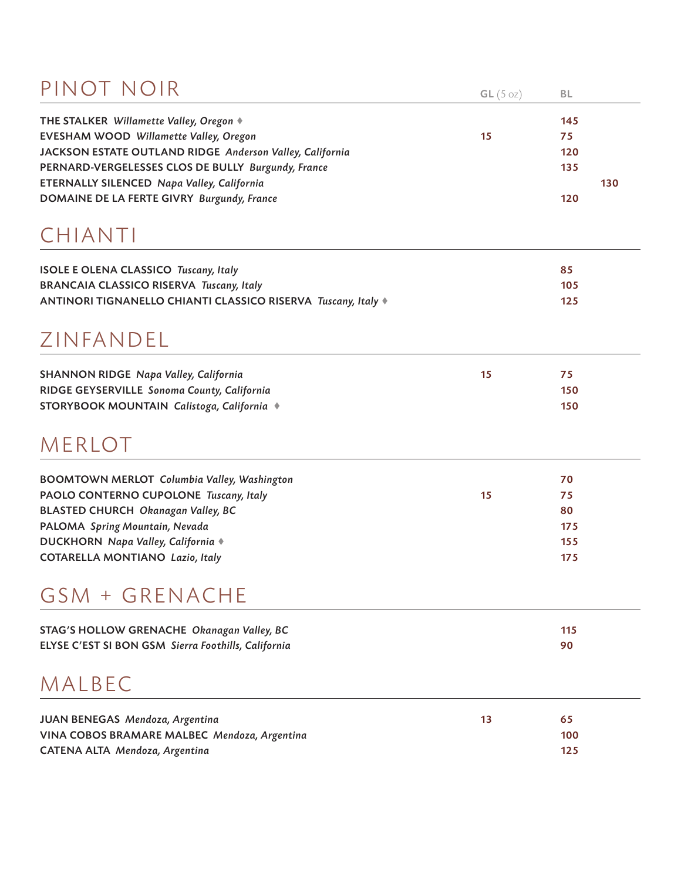## PINOT NOIR

| | GL (5 oz) | BL |
|---|---|---|
| **THE STALKER** *Willamette Valley, Oregon* ♦ | | 145 |
| **EVESHAM WOOD** *Willamette Valley, Oregon* | 15 | 75 |
| **JACKSON ESTATE OUTLAND RIDGE** *Anderson Valley, California* | | 120 |
| **PERNARD-VERGELESSES CLOS DE BULLY** *Burgundy, France* | | 135 |
| **ETERNALLY SILENCED** *Napa Valley, California* | | 130 |
| **DOMAINE DE LA FERTE GIVRY** *Burgundy, France* | | 120 |

## CHIANTI

| | GL (5 oz) | BL |
|---|---|---|
| **ISOLE E OLENA CLASSICO** *Tuscany, Italy* | | 85 |
| **BRANCAIA CLASSICO RISERVA** *Tuscany, Italy* | | 105 |
| **ANTINORI TIGNANELLO CHIANTI CLASSICO RISERVA** *Tuscany, Italy* ♦ | | 125 |

## ZINFANDEL

| | GL (5 oz) | BL |
|---|---|---|
| **SHANNON RIDGE** *Napa Valley, California* | 15 | 75 |
| **RIDGE GEYSERVILLE** *Sonoma County, California* | | 150 |
| **STORYBOOK MOUNTAIN** *Calistoga, California* ♦ | | 150 |

## MERLOT

| | GL (5 oz) | BL |
|---|---|---|
| **BOOMTOWN MERLOT** *Columbia Valley, Washington* | | 70 |
| **PAOLO CONTERNO CUPOLONE** *Tuscany, Italy* | 15 | 75 |
| **BLASTED CHURCH** *Okanagan Valley, BC* | | 80 |
| **PALOMA** *Spring Mountain, Nevada* | | 175 |
| **DUCKHORN** *Napa Valley, California* ♦ | | 155 |
| **COTARELLA MONTIANO** *Lazio, Italy* | | 175 |

## GSM + GRENACHE

| | GL (5 oz) | BL |
|---|---|---|
| **STAG'S HOLLOW GRENACHE** *Okanagan Valley, BC* | | 115 |
| **ELYSE C'EST SI BON GSM** *Sierra Foothills, California* | | 90 |

## MALBEC

| | GL (5 oz) | BL |
|---|---|---|
| **JUAN BENEGAS** *Mendoza, Argentina* | 13 | 65 |
| **VINA COBOS BRAMARE MALBEC** *Mendoza, Argentina* | | 100 |
| **CATENA ALTA** *Mendoza, Argentina* | | 125 |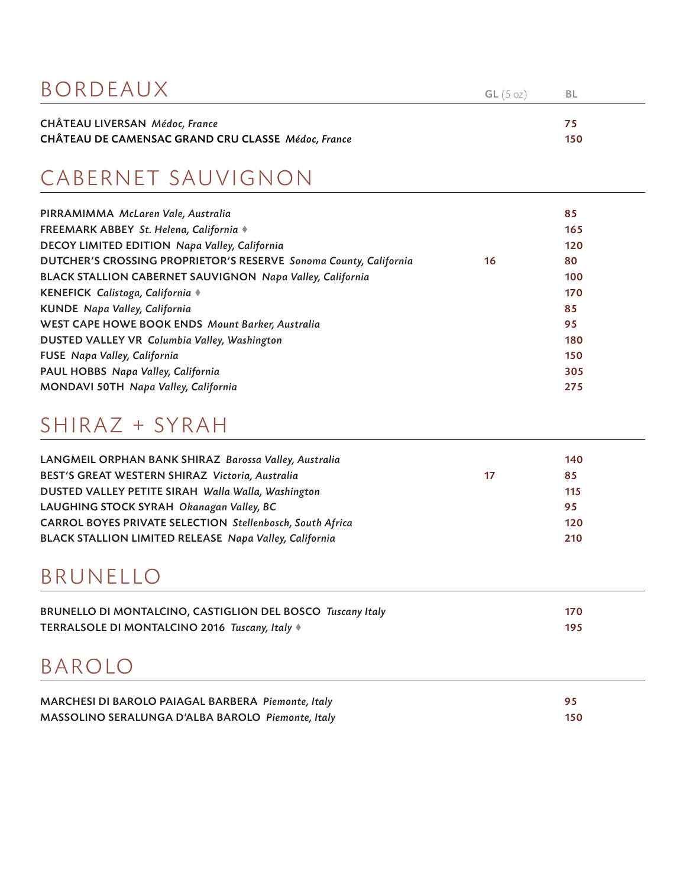## BORDEAUX

| | GL (5 oz) | BL |
|---|---|---|
| **CHÂTEAU LIVERSAN** *Médoc, France* | | 75 |
| **CHÂTEAU DE CAMENSAC GRAND CRU CLASSE** *Médoc, France* | | 150 |

## CABERNET SAUVIGNON

| | GL (5 oz) | BL |
|---|---|---|
| **PIRRAMIMMA** *McLaren Vale, Australia* | | 85 |
| **FREEMARK ABBEY** *St. Helena, California* ♦ | | 165 |
| **DECOY LIMITED EDITION** *Napa Valley, California* | | 120 |
| **DUTCHER'S CROSSING PROPRIETOR'S RESERVE** *Sonoma County, California* | 16 | 80 |
| **BLACK STALLION CABERNET SAUVIGNON** *Napa Valley, California* | | 100 |
| **KENEFICK** *Calistoga, California* ♦ | | 170 |
| **KUNDE** *Napa Valley, California* | | 85 |
| **WEST CAPE HOWE BOOK ENDS** *Mount Barker, Australia* | | 95 |
| **DUSTED VALLEY VR** *Columbia Valley, Washington* | | 180 |
| **FUSE** *Napa Valley, California* | | 150 |
| **PAUL HOBBS** *Napa Valley, California* | | 305 |
| **MONDAVI 50TH** *Napa Valley, California* | | 275 |

## SHIRAZ + SYRAH

| | GL (5 oz) | BL |
|---|---|---|
| **LANGMEIL ORPHAN BANK SHIRAZ** *Barossa Valley, Australia* | | 140 |
| **BEST'S GREAT WESTERN SHIRAZ** *Victoria, Australia* | 17 | 85 |
| **DUSTED VALLEY PETITE SIRAH** *Walla Walla, Washington* | | 115 |
| **LAUGHING STOCK SYRAH** *Okanagan Valley, BC* | | 95 |
| **CARROL BOYES PRIVATE SELECTION** *Stellenbosch, South Africa* | | 120 |
| **BLACK STALLION LIMITED RELEASE** *Napa Valley, California* | | 210 |

## BRUNELLO

| | GL (5 oz) | BL |
|---|---|---|
| **BRUNELLO DI MONTALCINO, CASTIGLION DEL BOSCO** *Tuscany Italy* | | 170 |
| **TERRALSOLE DI MONTALCINO 2016** *Tuscany, Italy* ♦ | | 195 |

## BAROLO

| | GL (5 oz) | BL |
|---|---|---|
| **MARCHESI DI BAROLO PAIAGAL BARBERA** *Piemonte, Italy* | | 95 |
| **MASSOLINO SERALUNGA D'ALBA BAROLO** *Piemonte, Italy* | | 150 |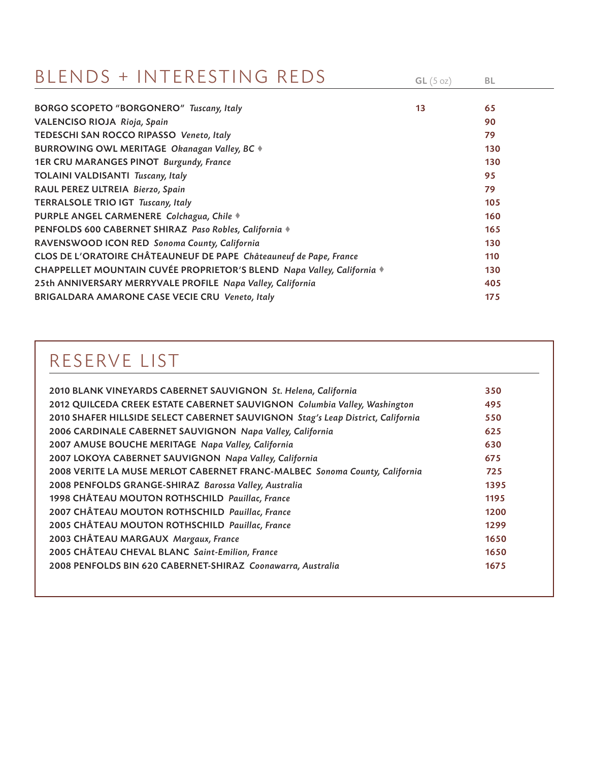## BLENDS + INTERESTING REDS

| | GL (5 oz) | BL |
|---|---|---|
| **BORGO SCOPETO "BORGONERO"** *Tuscany, Italy* | 13 | 65 |
| **VALENCISO RIOJA** *Rioja, Spain* | | 90 |
| **TEDESCHI SAN ROCCO RIPASSO** *Veneto, Italy* | | 79 |
| **BURROWING OWL MERITAGE** *Okanagan Valley, BC* ♦ | | 130 |
| **1ER CRU MARANGES PINOT** *Burgundy, France* | | 130 |
| **TOLAINI VALDISANTI** *Tuscany, Italy* | | 95 |
| **RAUL PEREZ ULTREIA** *Bierzo, Spain* | | 79 |
| **TERRALSOLE TRIO IGT** *Tuscany, Italy* | | 105 |
| **PURPLE ANGEL CARMENERE** *Colchagua, Chile* ♦ | | 160 |
| **PENFOLDS 600 CABERNET SHIRAZ** *Paso Robles, California* ♦ | | 165 |
| **RAVENSWOOD ICON RED** *Sonoma County, California* | | 130 |
| **CLOS DE L'ORATOIRE CHÂTEAUNEUF DE PAPE** *Châteauneuf de Pape, France* | | 110 |
| **CHAPPELLET MOUNTAIN CUVÉE PROPRIETOR'S BLEND** *Napa Valley, California* ♦ | | 130 |
| **25th ANNIVERSARY MERRYVALE PROFILE** *Napa Valley, California* | | 405 |
| **BRIGALDARA AMARONE CASE VECIE CRU** *Veneto, Italy* | | 175 |

## RESERVE LIST

| | |
|---|---|
| **2010 BLANK VINEYARDS CABERNET SAUVIGNON** *St. Helena, California* | 350 |
| **2012 QUILCEDA CREEK ESTATE CABERNET SAUVIGNON** *Columbia Valley, Washington* | 495 |
| **2010 SHAFER HILLSIDE SELECT CABERNET SAUVIGNON** *Stag's Leap District, California* | 550 |
| **2006 CARDINALE CABERNET SAUVIGNON** *Napa Valley, California* | 625 |
| **2007 AMUSE BOUCHE MERITAGE** *Napa Valley, California* | 630 |
| **2007 LOKOYA CABERNET SAUVIGNON** *Napa Valley, California* | 675 |
| **2008 VERITE LA MUSE MERLOT CABERNET FRANC-MALBEC** *Sonoma County, California* | 725 |
| **2008 PENFOLDS GRANGE-SHIRAZ** *Barossa Valley, Australia* | 1395 |
| **1998 CHÂTEAU MOUTON ROTHSCHILD** *Pauillac, France* | 1195 |
| **2007 CHÂTEAU MOUTON ROTHSCHILD** *Pauillac, France* | 1200 |
| **2005 CHÂTEAU MOUTON ROTHSCHILD** *Pauillac, France* | 1299 |
| **2003 CHÂTEAU MARGAUX** *Margaux, France* | 1650 |
| **2005 CHÂTEAU CHEVAL BLANC** *Saint-Emilion, France* | 1650 |
| **2008 PENFOLDS BIN 620 CABERNET-SHIRAZ** *Coonawarra, Australia* | 1675 |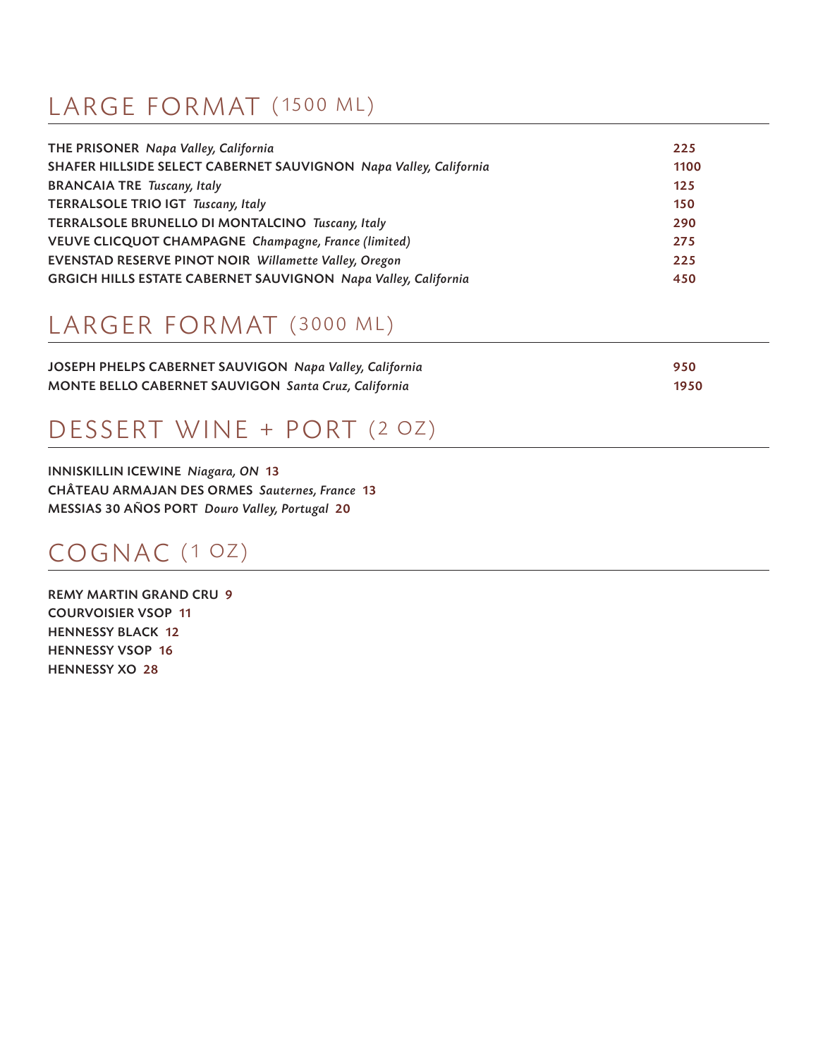## LARGE FORMAT (1500 ML)

| | |
|---|---|
| **THE PRISONER** *Napa Valley, California* | **225** |
| **SHAFER HILLSIDE SELECT CABERNET SAUVIGNON** *Napa Valley, California* | **1100** |
| **BRANCAIA TRE** *Tuscany, Italy* | **125** |
| **TERRALSOLE TRIO IGT** *Tuscany, Italy* | **150** |
| **TERRALSOLE BRUNELLO DI MONTALCINO** *Tuscany, Italy* | **290** |
| **VEUVE CLICQUOT CHAMPAGNE** *Champagne, France (limited)* | **275** |
| **EVENSTAD RESERVE PINOT NOIR** *Willamette Valley, Oregon* | **225** |
| **GRGICH HILLS ESTATE CABERNET SAUVIGNON** *Napa Valley, California* | **450** |

## LARGER FORMAT (3000 ML)

| | |
|---|---|
| **JOSEPH PHELPS CABERNET SAUVIGON** *Napa Valley, California* | **950** |
| **MONTE BELLO CABERNET SAUVIGON** *Santa Cruz, California* | **1950** |

## DESSERT WINE + PORT (2 OZ)

**INNISKILLIN ICEWINE** *Niagara, ON* **13**
**CHÂTEAU ARMAJAN DES ORMES** *Sauternes, France* **13**
**MESSIAS 30 AÑOS PORT** *Douro Valley, Portugal* **20**

## COGNAC (1 OZ)

**REMY MARTIN GRAND CRU** **9**
**COURVOISIER VSOP** **11**
**HENNESSY BLACK** **12**
**HENNESSY VSOP** **16**
**HENNESSY XO** **28**